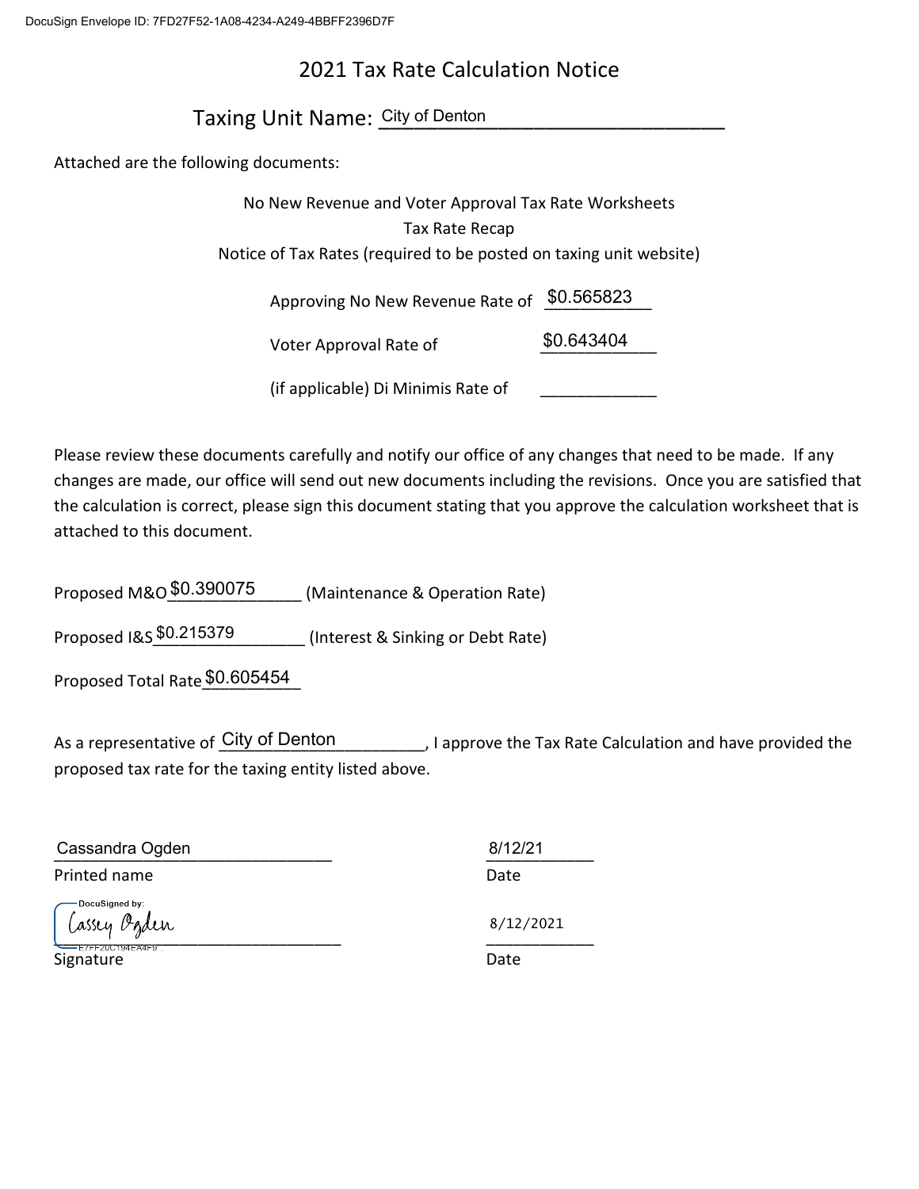DocuSign Envelope ID: 7FD27F52-1A08-4234-A249-4BBFF2396D7F

# 2021 Tax Rate Calculation Notice

## Taxing Unit Name: City of Denton

Attached are the following documents:

No New Revenue and Voter Approval Tax Rate Worksheets
Tax Rate Recap
Notice of Tax Rates (required to be posted on taxing unit website)

Approving No New Revenue Rate of $0.565823

Voter Approval Rate of $0.643404

(if applicable) Di Minimis Rate of ____________

Please review these documents carefully and notify our office of any changes that need to be made. If any changes are made, our office will send out new documents including the revisions. Once you are satisfied that the calculation is correct, please sign this document stating that you approve the calculation worksheet that is attached to this document.

Proposed M&O $0.390075 (Maintenance & Operation Rate)

Proposed I&S $0.215379 (Interest & Sinking or Debt Rate)

Proposed Total Rate $0.605454

As a representative of City of Denton, I approve the Tax Rate Calculation and have provided the proposed tax rate for the taxing entity listed above.

Cassandra Ogden
Printed name

8/12/21
Date

DocuSigned by:
Cassey Ogden
E7FF20C194EA4F9...
Signature

8/12/2021
Date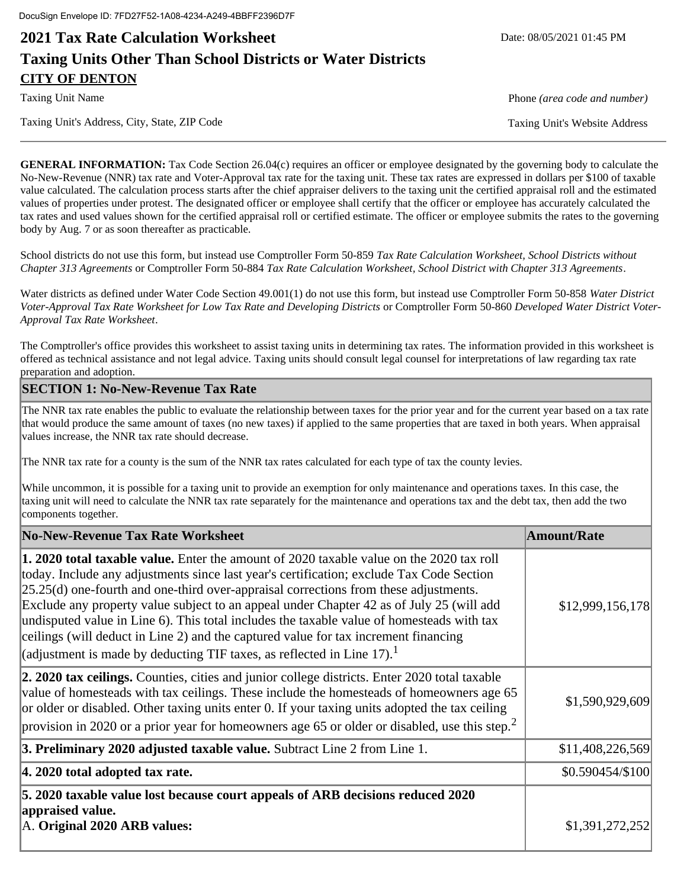DocuSign Envelope ID: 7FD27F52-1A08-4234-A249-4BBFF2396D7F

# 2021 Tax Rate Calculation Worksheet

Date: 08/05/2021 01:45 PM

## Taxing Units Other Than School Districts or Water Districts

**CITY OF DENTON**

Taxing Unit Name | Phone *(area code and number)*

Taxing Unit's Address, City, State, ZIP Code | Taxing Unit's Website Address

**GENERAL INFORMATION:** Tax Code Section 26.04(c) requires an officer or employee designated by the governing body to calculate the No-New-Revenue (NNR) tax rate and Voter-Approval tax rate for the taxing unit. These tax rates are expressed in dollars per $100 of taxable value calculated. The calculation process starts after the chief appraiser delivers to the taxing unit the certified appraisal roll and the estimated values of properties under protest. The designated officer or employee shall certify that the officer or employee has accurately calculated the tax rates and used values shown for the certified appraisal roll or certified estimate. The officer or employee submits the rates to the governing body by Aug. 7 or as soon thereafter as practicable.

School districts do not use this form, but instead use Comptroller Form 50-859 *Tax Rate Calculation Worksheet, School Districts without Chapter 313 Agreements* or Comptroller Form 50-884 *Tax Rate Calculation Worksheet, School District with Chapter 313 Agreements*.

Water districts as defined under Water Code Section 49.001(1) do not use this form, but instead use Comptroller Form 50-858 *Water District Voter-Approval Tax Rate Worksheet for Low Tax Rate and Developing Districts* or Comptroller Form 50-860 *Developed Water District Voter-Approval Tax Rate Worksheet*.

The Comptroller's office provides this worksheet to assist taxing units in determining tax rates. The information provided in this worksheet is offered as technical assistance and not legal advice. Taxing units should consult legal counsel for interpretations of law regarding tax rate preparation and adoption.

## SECTION 1: No-New-Revenue Tax Rate

The NNR tax rate enables the public to evaluate the relationship between taxes for the prior year and for the current year based on a tax rate that would produce the same amount of taxes (no new taxes) if applied to the same properties that are taxed in both years. When appraisal values increase, the NNR tax rate should decrease.

The NNR tax rate for a county is the sum of the NNR tax rates calculated for each type of tax the county levies.

While uncommon, it is possible for a taxing unit to provide an exemption for only maintenance and operations taxes. In this case, the taxing unit will need to calculate the NNR tax rate separately for the maintenance and operations tax and the debt tax, then add the two components together.

| No-New-Revenue Tax Rate Worksheet | Amount/Rate |
|---|---|
| **1. 2020 total taxable value.** Enter the amount of 2020 taxable value on the 2020 tax roll today. Include any adjustments since last year's certification; exclude Tax Code Section 25.25(d) one-fourth and one-third over-appraisal corrections from these adjustments. Exclude any property value subject to an appeal under Chapter 42 as of July 25 (will add undisputed value in Line 6). This total includes the taxable value of homesteads with tax ceilings (will deduct in Line 2) and the captured value for tax increment financing (adjustment is made by deducting TIF taxes, as reflected in Line 17).[1] | $12,999,156,178 |
| **2. 2020 tax ceilings.** Counties, cities and junior college districts. Enter 2020 total taxable value of homesteads with tax ceilings. These include the homesteads of homeowners age 65 or older or disabled. Other taxing units enter 0. If your taxing units adopted the tax ceiling provision in 2020 or a prior year for homeowners age 65 or older or disabled, use this step.[2] | $1,590,929,609 |
| **3. Preliminary 2020 adjusted taxable value.** Subtract Line 2 from Line 1. | $11,408,226,569 |
| **4. 2020 total adopted tax rate.** | $0.590454/$100 |
| **5. 2020 taxable value lost because court appeals of ARB decisions reduced 2020 appraised value.**<br>A. **Original 2020 ARB values:** | $1,391,272,252 |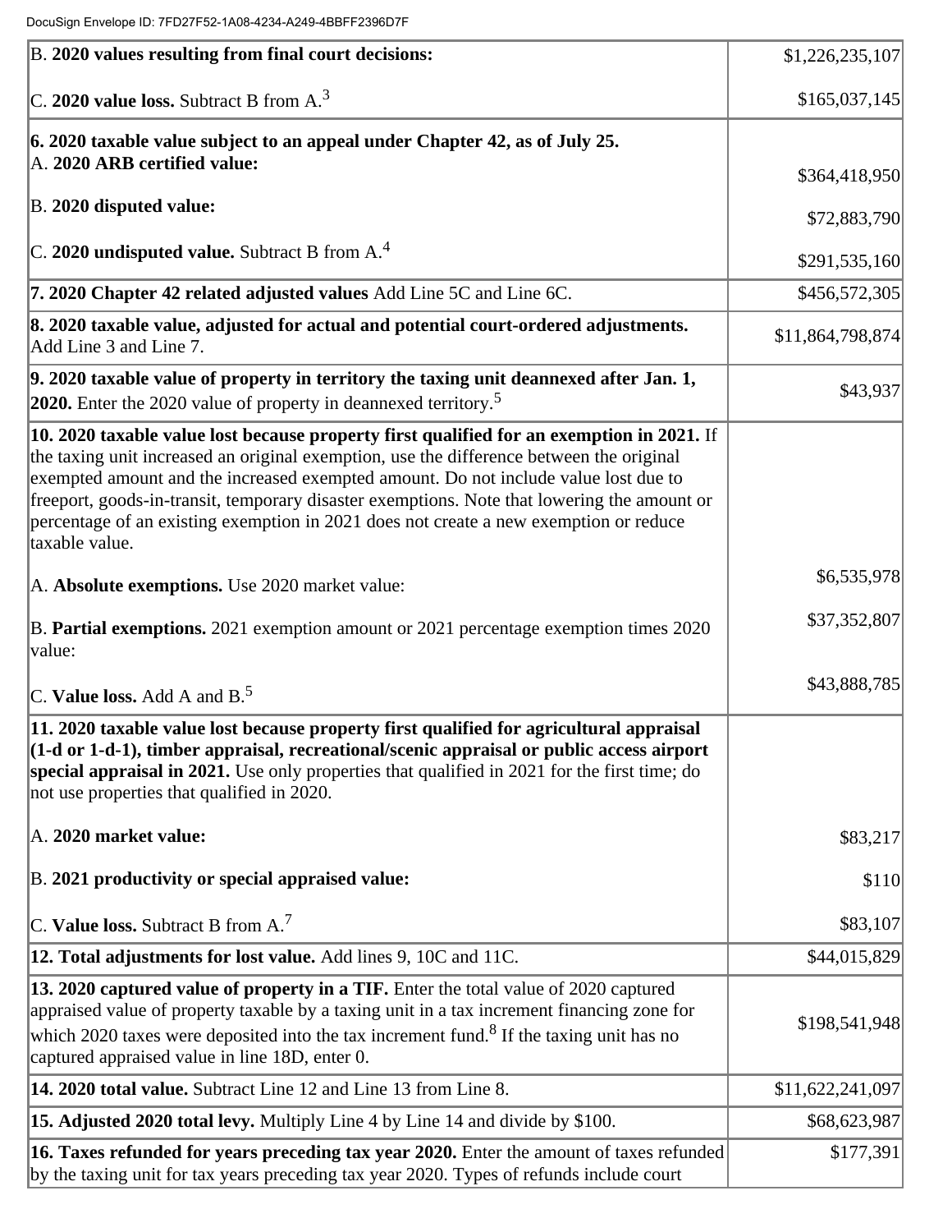| | |
|---|---|
| B. **2020 values resulting from final court decisions:** | $1,226,235,107 |
| C. **2020 value loss.** Subtract B from A.[3] | $165,037,145 |
| **6. 2020 taxable value subject to an appeal under Chapter 42, as of July 25.**<br>A. **2020 ARB certified value:** | $364,418,950 |
| B. **2020 disputed value:** | $72,883,790 |
| C. **2020 undisputed value.** Subtract B from A.[4] | $291,535,160 |
| **7. 2020 Chapter 42 related adjusted values** Add Line 5C and Line 6C. | $456,572,305 |
| **8. 2020 taxable value, adjusted for actual and potential court-ordered adjustments.** Add Line 3 and Line 7. | $11,864,798,874 |
| **9. 2020 taxable value of property in territory the taxing unit deannexed after Jan. 1, 2020.** Enter the 2020 value of property in deannexed territory.[5] | $43,937 |
| **10. 2020 taxable value lost because property first qualified for an exemption in 2021.** If the taxing unit increased an original exemption, use the difference between the original exempted amount and the increased exempted amount. Do not include value lost due to freeport, goods-in-transit, temporary disaster exemptions. Note that lowering the amount or percentage of an existing exemption in 2021 does not create a new exemption or reduce taxable value. | |
| A. **Absolute exemptions.** Use 2020 market value: | $6,535,978 |
| B. **Partial exemptions.** 2021 exemption amount or 2021 percentage exemption times 2020 value: | $37,352,807 |
| C. **Value loss.** Add A and B.[5] | $43,888,785 |
| **11. 2020 taxable value lost because property first qualified for agricultural appraisal (1-d or 1-d-1), timber appraisal, recreational/scenic appraisal or public access airport special appraisal in 2021.** Use only properties that qualified in 2021 for the first time; do not use properties that qualified in 2020. | |
| A. **2020 market value:** | $83,217 |
| B. **2021 productivity or special appraised value:** | $110 |
| C. **Value loss.** Subtract B from A.[7] | $83,107 |
| **12. Total adjustments for lost value.** Add lines 9, 10C and 11C. | $44,015,829 |
| **13. 2020 captured value of property in a TIF.** Enter the total value of 2020 captured appraised value of property taxable by a taxing unit in a tax increment financing zone for which 2020 taxes were deposited into the tax increment fund.[8] If the taxing unit has no captured appraised value in line 18D, enter 0. | $198,541,948 |
| **14. 2020 total value.** Subtract Line 12 and Line 13 from Line 8. | $11,622,241,097 |
| **15. Adjusted 2020 total levy.** Multiply Line 4 by Line 14 and divide by $100. | $68,623,987 |
| **16. Taxes refunded for years preceding tax year 2020.** Enter the amount of taxes refunded by the taxing unit for tax years preceding tax year 2020. Types of refunds include court | $177,391 |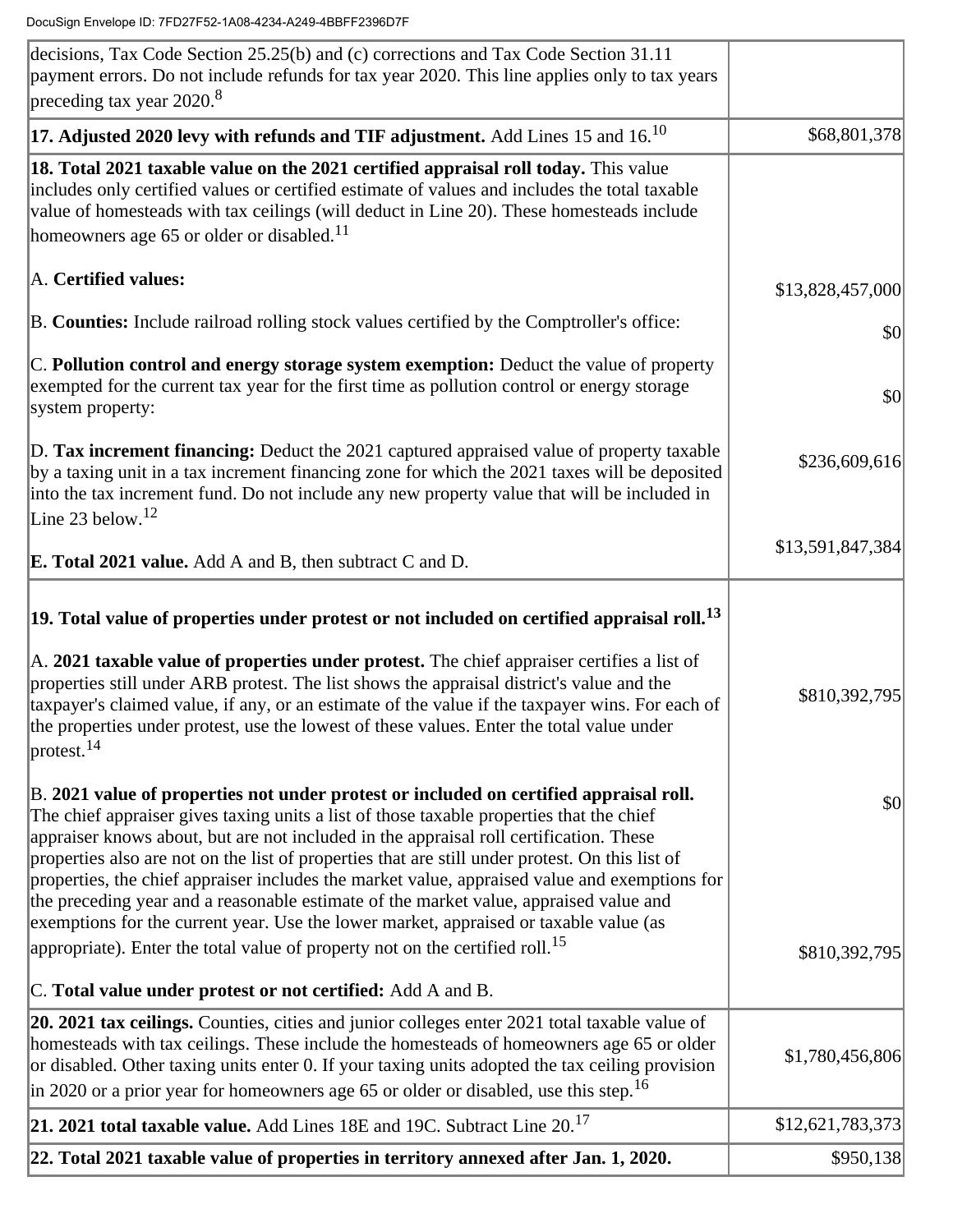| | |
|---|---|
| decisions, Tax Code Section 25.25(b) and (c) corrections and Tax Code Section 31.11 payment errors. Do not include refunds for tax year 2020. This line applies only to tax years preceding tax year 2020.[8] | |
| **17. Adjusted 2020 levy with refunds and TIF adjustment.** Add Lines 15 and 16.[10] | $68,801,378 |
| **18. Total 2021 taxable value on the 2021 certified appraisal roll today.** This value includes only certified values or certified estimate of values and includes the total taxable value of homesteads with tax ceilings (will deduct in Line 20). These homesteads include homeowners age 65 or older or disabled.[11] | |
| A. **Certified values:** | $13,828,457,000 |
| B. **Counties:** Include railroad rolling stock values certified by the Comptroller's office: | $0 |
| C. **Pollution control and energy storage system exemption:** Deduct the value of property exempted for the current tax year for the first time as pollution control or energy storage system property: | $0 |
| D. **Tax increment financing:** Deduct the 2021 captured appraised value of property taxable by a taxing unit in a tax increment financing zone for which the 2021 taxes will be deposited into the tax increment fund. Do not include any new property value that will be included in Line 23 below.[12] | $236,609,616 |
| **E. Total 2021 value.** Add A and B, then subtract C and D. | $13,591,847,384 |
| **19. Total value of properties under protest or not included on certified appraisal roll.[13]** | |
| A. **2021 taxable value of properties under protest.** The chief appraiser certifies a list of properties still under ARB protest. The list shows the appraisal district's value and the taxpayer's claimed value, if any, or an estimate of the value if the taxpayer wins. For each of the properties under protest, use the lowest of these values. Enter the total value under protest.[14] | $810,392,795 |
| B. **2021 value of properties not under protest or included on certified appraisal roll.** The chief appraiser gives taxing units a list of those taxable properties that the chief appraiser knows about, but are not included in the appraisal roll certification. These properties also are not on the list of properties that are still under protest. On this list of properties, the chief appraiser includes the market value, appraised value and exemptions for the preceding year and a reasonable estimate of the market value, appraised value and exemptions for the current year. Use the lower market, appraised or taxable value (as appropriate). Enter the total value of property not on the certified roll.[15] | $0 |
| C. **Total value under protest or not certified:** Add A and B. | $810,392,795 |
| **20. 2021 tax ceilings.** Counties, cities and junior colleges enter 2021 total taxable value of homesteads with tax ceilings. These include the homesteads of homeowners age 65 or older or disabled. Other taxing units enter 0. If your taxing units adopted the tax ceiling provision in 2020 or a prior year for homeowners age 65 or older or disabled, use this step.[16] | $1,780,456,806 |
| **21. 2021 total taxable value.** Add Lines 18E and 19C. Subtract Line 20.[17] | $12,621,783,373 |
| **22. Total 2021 taxable value of properties in territory annexed after Jan. 1, 2020.** | $950,138 |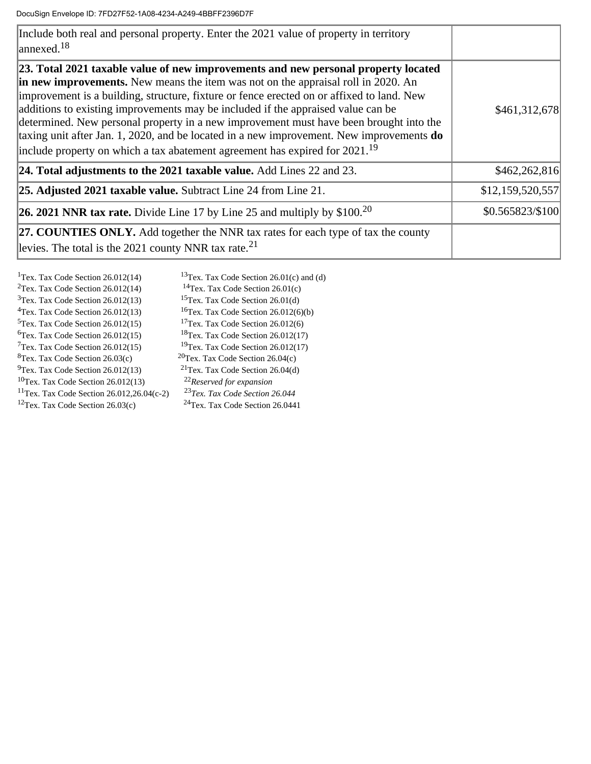| | |
|---|---|
| Include both real and personal property. Enter the 2021 value of property in territory annexed.[18] | |
| **23. Total 2021 taxable value of new improvements and new personal property located in new improvements.** New means the item was not on the appraisal roll in 2020. An improvement is a building, structure, fixture or fence erected on or affixed to land. New additions to existing improvements may be included if the appraised value can be determined. New personal property in a new improvement must have been brought into the taxing unit after Jan. 1, 2020, and be located in a new improvement. New improvements **do** include property on which a tax abatement agreement has expired for 2021.[19] | $461,312,678 |
| **24. Total adjustments to the 2021 taxable value.** Add Lines 22 and 23. | $462,262,816 |
| **25. Adjusted 2021 taxable value.** Subtract Line 24 from Line 21. | $12,159,520,557 |
| **26. 2021 NNR tax rate.** Divide Line 17 by Line 25 and multiply by $100.[20] | $0.565823/$100 |
| **27. COUNTIES ONLY.** Add together the NNR tax rates for each type of tax the county levies. The total is the 2021 county NNR tax rate.[21] | |

[1]Tex. Tax Code Section 26.012(14)
[2]Tex. Tax Code Section 26.012(14)
[3]Tex. Tax Code Section 26.012(13)
[4]Tex. Tax Code Section 26.012(13)
[5]Tex. Tax Code Section 26.012(15)
[6]Tex. Tax Code Section 26.012(15)
[7]Tex. Tax Code Section 26.012(15)
[8]Tex. Tax Code Section 26.03(c)
[9]Tex. Tax Code Section 26.012(13)
[10]Tex. Tax Code Section 26.012(13)
[11]Tex. Tax Code Section 26.012,26.04(c-2)
[12]Tex. Tax Code Section 26.03(c)
[13]Tex. Tax Code Section 26.01(c) and (d)
[14]Tex. Tax Code Section 26.01(c)
[15]Tex. Tax Code Section 26.01(d)
[16]Tex. Tax Code Section 26.012(6)(b)
[17]Tex. Tax Code Section 26.012(6)
[18]Tex. Tax Code Section 26.012(17)
[19]Tex. Tax Code Section 26.012(17)
[20]Tex. Tax Code Section 26.04(c)
[21]Tex. Tax Code Section 26.04(d)
[22]*Reserved for expansion*
[23]*Tex. Tax Code Section 26.044*
[24]Tex. Tax Code Section 26.0441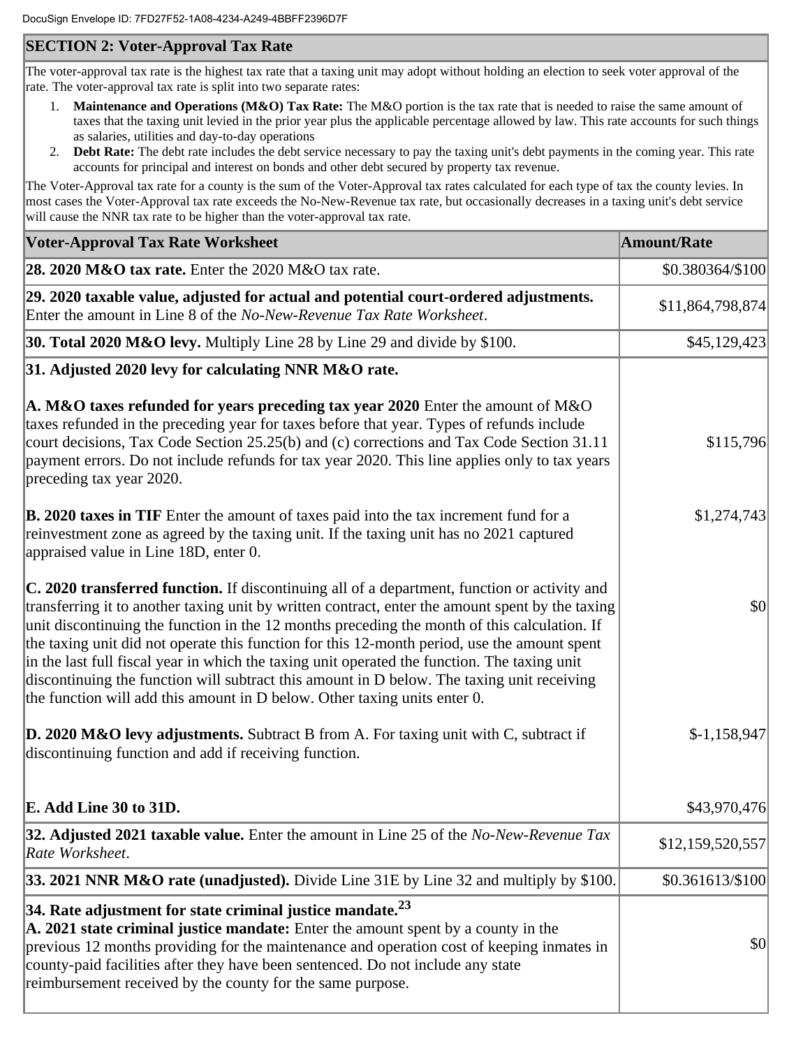## SECTION 2: Voter-Approval Tax Rate

The voter-approval tax rate is the highest tax rate that a taxing unit may adopt without holding an election to seek voter approval of the rate. The voter-approval tax rate is split into two separate rates:

1. **Maintenance and Operations (M&O) Tax Rate:** The M&O portion is the tax rate that is needed to raise the same amount of taxes that the taxing unit levied in the prior year plus the applicable percentage allowed by law. This rate accounts for such things as salaries, utilities and day-to-day operations
2. **Debt Rate:** The debt rate includes the debt service necessary to pay the taxing unit's debt payments in the coming year. This rate accounts for principal and interest on bonds and other debt secured by property tax revenue.

The Voter-Approval tax rate for a county is the sum of the Voter-Approval tax rates calculated for each type of tax the county levies. In most cases the Voter-Approval tax rate exceeds the No-New-Revenue tax rate, but occasionally decreases in a taxing unit's debt service will cause the NNR tax rate to be higher than the voter-approval tax rate.

| Voter-Approval Tax Rate Worksheet | Amount/Rate |
|---|---|
| **28. 2020 M&O tax rate.** Enter the 2020 M&O tax rate. | $0.380364/$100 |
| **29. 2020 taxable value, adjusted for actual and potential court-ordered adjustments.** Enter the amount in Line 8 of the *No-New-Revenue Tax Rate Worksheet*. | $11,864,798,874 |
| **30. Total 2020 M&O levy.** Multiply Line 28 by Line 29 and divide by $100. | $45,129,423 |
| **31. Adjusted 2020 levy for calculating NNR M&O rate.** | |
| **A. M&O taxes refunded for years preceding tax year 2020** Enter the amount of M&O taxes refunded in the preceding year for taxes before that year. Types of refunds include court decisions, Tax Code Section 25.25(b) and (c) corrections and Tax Code Section 31.11 payment errors. Do not include refunds for tax year 2020. This line applies only to tax years preceding tax year 2020. | $115,796 |
| **B. 2020 taxes in TIF** Enter the amount of taxes paid into the tax increment fund for a reinvestment zone as agreed by the taxing unit. If the taxing unit has no 2021 captured appraised value in Line 18D, enter 0. | $1,274,743 |
| **C. 2020 transferred function.** If discontinuing all of a department, function or activity and transferring it to another taxing unit by written contract, enter the amount spent by the taxing unit discontinuing the function in the 12 months preceding the month of this calculation. If the taxing unit did not operate this function for this 12-month period, use the amount spent in the last full fiscal year in which the taxing unit operated the function. The taxing unit discontinuing the function will subtract this amount in D below. The taxing unit receiving the function will add this amount in D below. Other taxing units enter 0. | $0 |
| **D. 2020 M&O levy adjustments.** Subtract B from A. For taxing unit with C, subtract if discontinuing function and add if receiving function. | $-1,158,947 |
| **E. Add Line 30 to 31D.** | $43,970,476 |
| **32. Adjusted 2021 taxable value.** Enter the amount in Line 25 of the *No-New-Revenue Tax Rate Worksheet*. | $12,159,520,557 |
| **33. 2021 NNR M&O rate (unadjusted).** Divide Line 31E by Line 32 and multiply by $100. | $0.361613/$100 |
| **34. Rate adjustment for state criminal justice mandate.**[23] **A. 2021 state criminal justice mandate:** Enter the amount spent by a county in the previous 12 months providing for the maintenance and operation cost of keeping inmates in county-paid facilities after they have been sentenced. Do not include any state reimbursement received by the county for the same purpose. | $0 |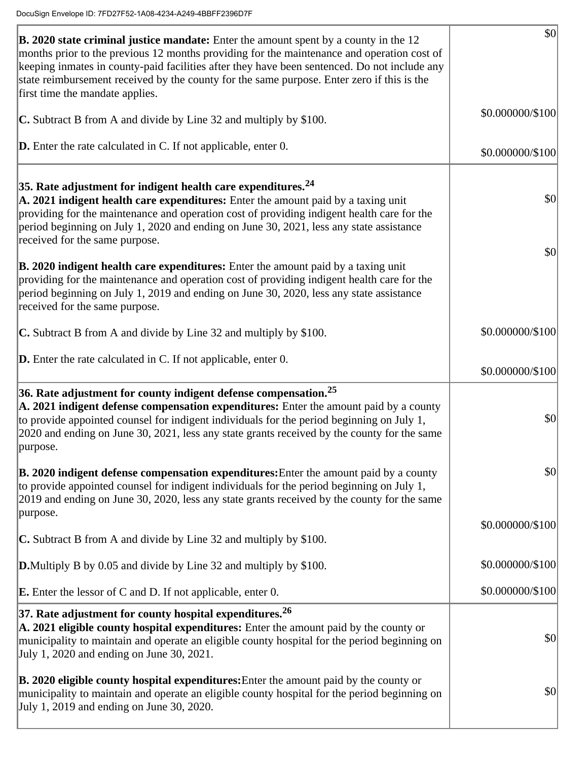DocuSign Envelope ID: 7FD27F52-1A08-4234-A249-4BBFF2396D7F

| | |
|---|---|
| **B. 2020 state criminal justice mandate:** Enter the amount spent by a county in the 12 months prior to the previous 12 months providing for the maintenance and operation cost of keeping inmates in county-paid facilities after they have been sentenced. Do not include any state reimbursement received by the county for the same purpose. Enter zero if this is the first time the mandate applies. | $0 |
| **C.** Subtract B from A and divide by Line 32 and multiply by $100. | $0.000000/$100 |
| **D.** Enter the rate calculated in C. If not applicable, enter 0. | $0.000000/$100 |
| **35. Rate adjustment for indigent health care expenditures.[24]** | |
| **A. 2021 indigent health care expenditures:** Enter the amount paid by a taxing unit providing for the maintenance and operation cost of providing indigent health care for the period beginning on July 1, 2020 and ending on June 30, 2021, less any state assistance received for the same purpose. | $0 |
| **B. 2020 indigent health care expenditures:** Enter the amount paid by a taxing unit providing for the maintenance and operation cost of providing indigent health care for the period beginning on July 1, 2019 and ending on June 30, 2020, less any state assistance received for the same purpose. | $0 |
| **C.** Subtract B from A and divide by Line 32 and multiply by $100. | $0.000000/$100 |
| **D.** Enter the rate calculated in C. If not applicable, enter 0. | $0.000000/$100 |
| **36. Rate adjustment for county indigent defense compensation.[25]** | |
| **A. 2021 indigent defense compensation expenditures:** Enter the amount paid by a county to provide appointed counsel for indigent individuals for the period beginning on July 1, 2020 and ending on June 30, 2021, less any state grants received by the county for the same purpose. | $0 |
| **B. 2020 indigent defense compensation expenditures:** Enter the amount paid by a county to provide appointed counsel for indigent individuals for the period beginning on July 1, 2019 and ending on June 30, 2020, less any state grants received by the county for the same purpose. | $0 |
| **C.** Subtract B from A and divide by Line 32 and multiply by $100. | $0.000000/$100 |
| **D.** Multiply B by 0.05 and divide by Line 32 and multiply by $100. | $0.000000/$100 |
| **E.** Enter the lessor of C and D. If not applicable, enter 0. | $0.000000/$100 |
| **37. Rate adjustment for county hospital expenditures.[26]** | |
| **A. 2021 eligible county hospital expenditures:** Enter the amount paid by the county or municipality to maintain and operate an eligible county hospital for the period beginning on July 1, 2020 and ending on June 30, 2021. | $0 |
| **B. 2020 eligible county hospital expenditures:** Enter the amount paid by the county or municipality to maintain and operate an eligible county hospital for the period beginning on July 1, 2019 and ending on June 30, 2020. | $0 |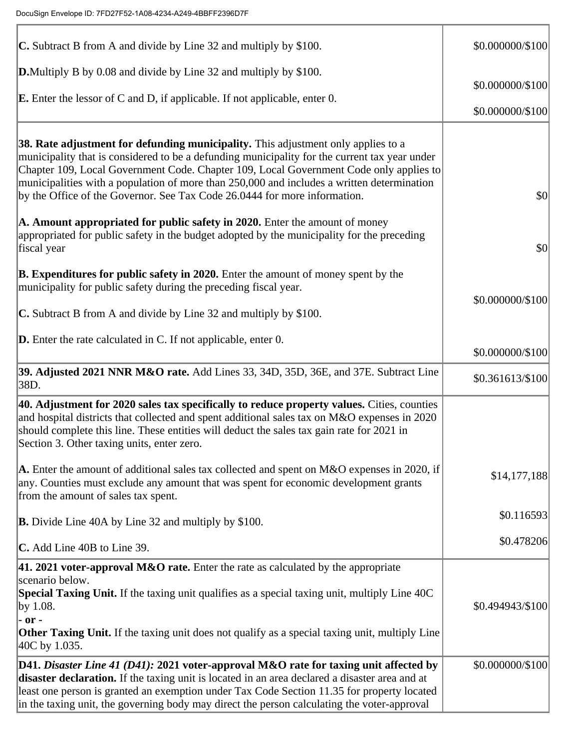| | |
|---|---|
| **C.** Subtract B from A and divide by Line 32 and multiply by $100.<br><br>**D.** Multiply B by 0.08 and divide by Line 32 and multiply by $100.<br><br>**E.** Enter the lessor of C and D, if applicable. If not applicable, enter 0. | $0.000000/$100<br><br>$0.000000/$100<br><br>$0.000000/$100 |
| **38. Rate adjustment for defunding municipality.** This adjustment only applies to a municipality that is considered to be a defunding municipality for the current tax year under Chapter 109, Local Government Code. Chapter 109, Local Government Code only applies to municipalities with a population of more than 250,000 and includes a written determination by the Office of the Governor. See Tax Code 26.0444 for more information.<br><br>**A. Amount appropriated for public safety in 2020.** Enter the amount of money appropriated for public safety in the budget adopted by the municipality for the preceding fiscal year<br><br>**B. Expenditures for public safety in 2020.** Enter the amount of money spent by the municipality for public safety during the preceding fiscal year.<br><br>**C.** Subtract B from A and divide by Line 32 and multiply by $100.<br><br>**D.** Enter the rate calculated in C. If not applicable, enter 0. | $0<br><br>$0<br><br>$0.000000/$100<br><br>$0.000000/$100 |
| **39. Adjusted 2021 NNR M&O rate.** Add Lines 33, 34D, 35D, 36E, and 37E. Subtract Line 38D. | $0.361613/$100 |
| **40. Adjustment for 2020 sales tax specifically to reduce property values.** Cities, counties and hospital districts that collected and spent additional sales tax on M&O expenses in 2020 should complete this line. These entities will deduct the sales tax gain rate for 2021 in Section 3. Other taxing units, enter zero.<br><br>**A.** Enter the amount of additional sales tax collected and spent on M&O expenses in 2020, if any. Counties must exclude any amount that was spent for economic development grants from the amount of sales tax spent.<br><br>**B.** Divide Line 40A by Line 32 and multiply by $100.<br><br>**C.** Add Line 40B to Line 39. | $14,177,188<br><br>$0.116593<br><br>$0.478206 |
| **41. 2021 voter-approval M&O rate.** Enter the rate as calculated by the appropriate scenario below.<br>**Special Taxing Unit.** If the taxing unit qualifies as a special taxing unit, multiply Line 40C by 1.08.<br>**- or -**<br>**Other Taxing Unit.** If the taxing unit does not qualify as a special taxing unit, multiply Line 40C by 1.035. | $0.494943/$100 |
| **D41.** ***Disaster Line 41 (D41):*** **2021 voter-approval M&O rate for taxing unit affected by disaster declaration.** If the taxing unit is located in an area declared a disaster area and at least one person is granted an exemption under Tax Code Section 11.35 for property located in the taxing unit, the governing body may direct the person calculating the voter-approval | $0.000000/$100 |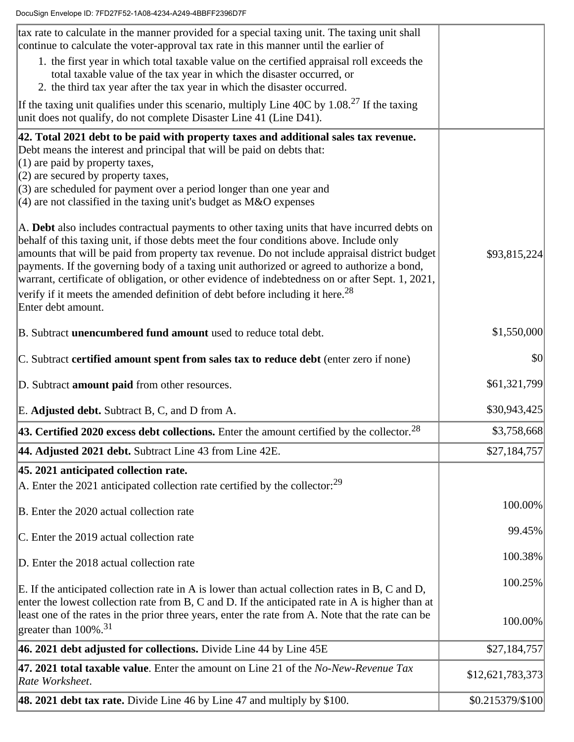| | |
|---|---|
| tax rate to calculate in the manner provided for a special taxing unit. The taxing unit shall continue to calculate the voter-approval tax rate in this manner until the earlier of<br>1. the first year in which total taxable value on the certified appraisal roll exceeds the total taxable value of the tax year in which the disaster occurred, or<br>2. the third tax year after the tax year in which the disaster occurred.<br><br>If the taxing unit qualifies under this scenario, multiply Line 40C by 1.08.[27] If the taxing unit does not qualify, do not complete Disaster Line 41 (Line D41). | |
| **42. Total 2021 debt to be paid with property taxes and additional sales tax revenue.** Debt means the interest and principal that will be paid on debts that:<br>(1) are paid by property taxes,<br>(2) are secured by property taxes,<br>(3) are scheduled for payment over a period longer than one year and<br>(4) are not classified in the taxing unit's budget as M&O expenses<br><br>A. **Debt** also includes contractual payments to other taxing units that have incurred debts on behalf of this taxing unit, if those debts meet the four conditions above. Include only amounts that will be paid from property tax revenue. Do not include appraisal district budget payments. If the governing body of a taxing unit authorized or agreed to authorize a bond, warrant, certificate of obligation, or other evidence of indebtedness on or after Sept. 1, 2021, verify if it meets the amended definition of debt before including it here.[28]<br>Enter debt amount. | $93,815,224 |
| B. Subtract **unencumbered fund amount** used to reduce total debt. | $1,550,000 |
| C. Subtract **certified amount spent from sales tax to reduce debt** (enter zero if none) | $0 |
| D. Subtract **amount paid** from other resources. | $61,321,799 |
| E. **Adjusted debt.** Subtract B, C, and D from A. | $30,943,425 |
| **43. Certified 2020 excess debt collections.** Enter the amount certified by the collector.[28] | $3,758,668 |
| **44. Adjusted 2021 debt.** Subtract Line 43 from Line 42E. | $27,184,757 |
| **45. 2021 anticipated collection rate.**<br>A. Enter the 2021 anticipated collection rate certified by the collector:[29] | 100.00% |
| B. Enter the 2020 actual collection rate | 99.45% |
| C. Enter the 2019 actual collection rate | 100.38% |
| D. Enter the 2018 actual collection rate | 100.25% |
| E. If the anticipated collection rate in A is lower than actual collection rates in B, C and D, enter the lowest collection rate from B, C and D. If the anticipated rate in A is higher than at least one of the rates in the prior three years, enter the rate from A. Note that the rate can be greater than 100%.[31] | 100.00% |
| **46. 2021 debt adjusted for collections.** Divide Line 44 by Line 45E | $27,184,757 |
| **47. 2021 total taxable value**. Enter the amount on Line 21 of the *No-New-Revenue Tax Rate Worksheet*. | $12,621,783,373 |
| **48. 2021 debt tax rate.** Divide Line 46 by Line 47 and multiply by $100. | $0.215379/$100 |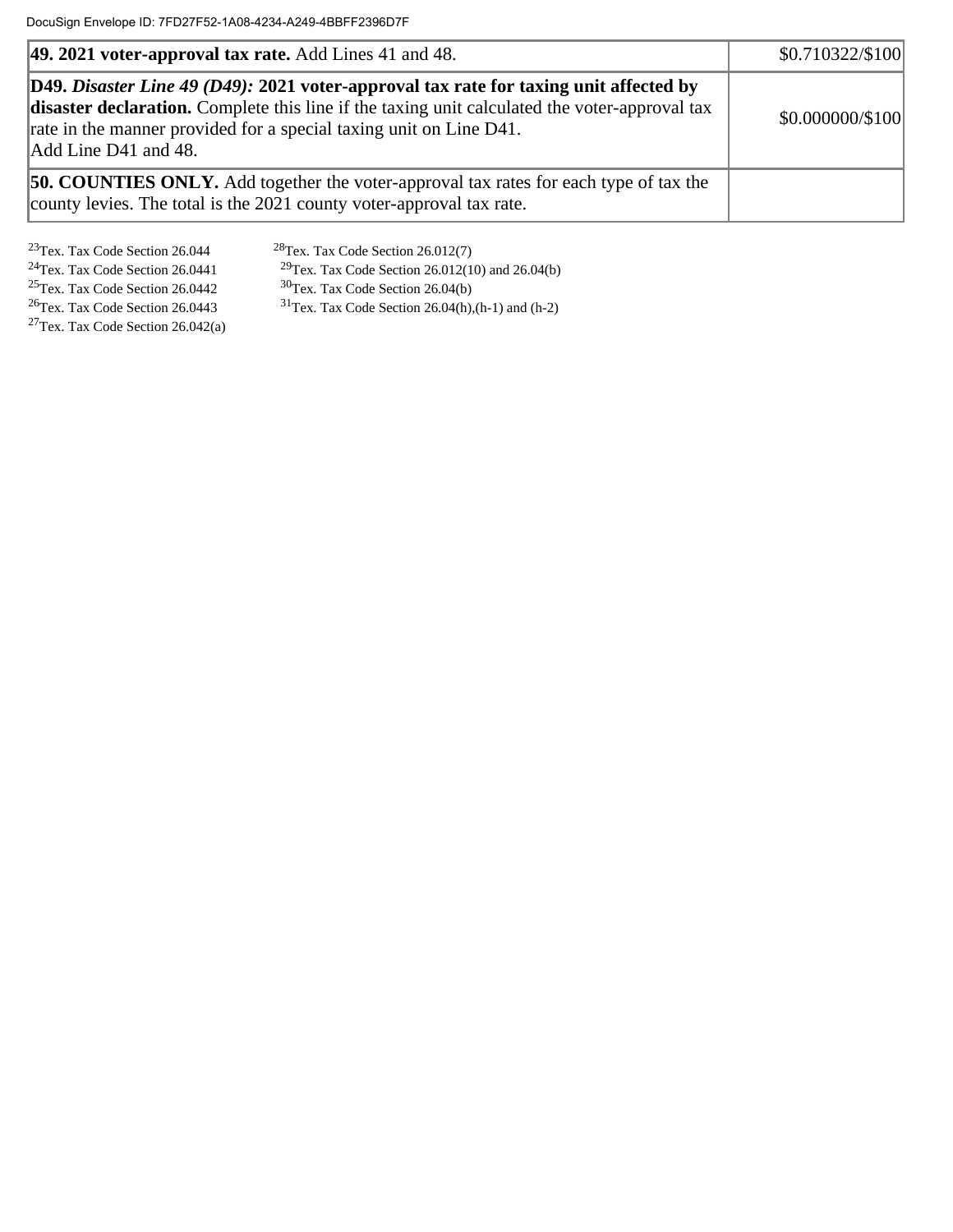| | |
|---|---|
| **49. 2021 voter-approval tax rate.** Add Lines 41 and 48. | $0.710322/$100 |
| **D49.** ***Disaster Line 49 (D49):*** **2021 voter-approval tax rate for taxing unit affected by disaster declaration.** Complete this line if the taxing unit calculated the voter-approval tax rate in the manner provided for a special taxing unit on Line D41. Add Line D41 and 48. | $0.000000/$100 |
| **50. COUNTIES ONLY.** Add together the voter-approval tax rates for each type of tax the county levies. The total is the 2021 county voter-approval tax rate. | |

[23] Tex. Tax Code Section 26.044
[24] Tex. Tax Code Section 26.0441
[25] Tex. Tax Code Section 26.0442
[26] Tex. Tax Code Section 26.0443
[27] Tex. Tax Code Section 26.042(a)
[28] Tex. Tax Code Section 26.012(7)
[29] Tex. Tax Code Section 26.012(10) and 26.04(b)
[30] Tex. Tax Code Section 26.04(b)
[31] Tex. Tax Code Section 26.04(h),(h-1) and (h-2)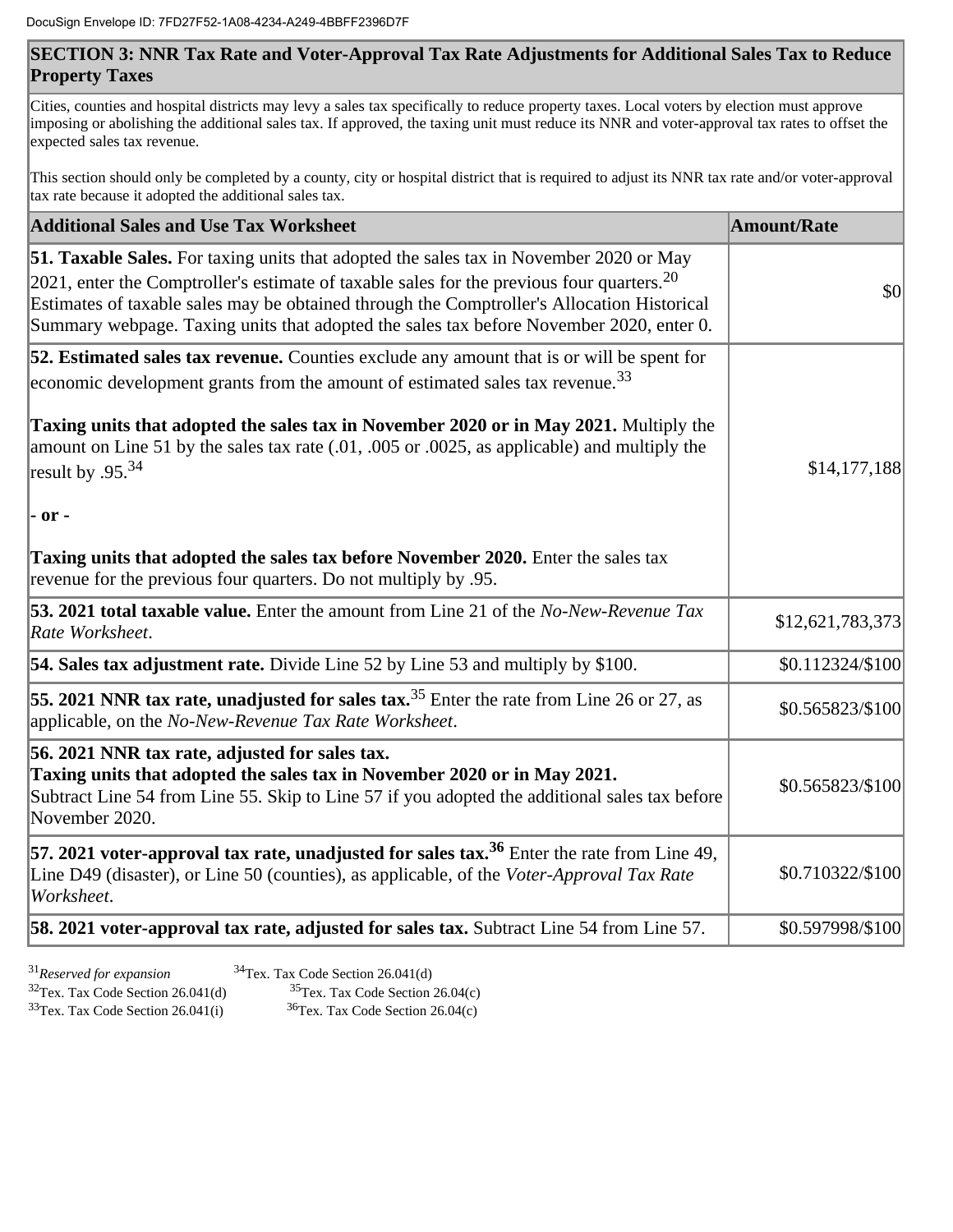## SECTION 3: NNR Tax Rate and Voter-Approval Tax Rate Adjustments for Additional Sales Tax to Reduce Property Taxes

Cities, counties and hospital districts may levy a sales tax specifically to reduce property taxes. Local voters by election must approve imposing or abolishing the additional sales tax. If approved, the taxing unit must reduce its NNR and voter-approval tax rates to offset the expected sales tax revenue.

This section should only be completed by a county, city or hospital district that is required to adjust its NNR tax rate and/or voter-approval tax rate because it adopted the additional sales tax.

| Additional Sales and Use Tax Worksheet | Amount/Rate |
|---|---|
| **51. Taxable Sales.** For taxing units that adopted the sales tax in November 2020 or May 2021, enter the Comptroller's estimate of taxable sales for the previous four quarters.[20] Estimates of taxable sales may be obtained through the Comptroller's Allocation Historical Summary webpage. Taxing units that adopted the sales tax before November 2020, enter 0. | $0 |
| **52. Estimated sales tax revenue.** Counties exclude any amount that is or will be spent for economic development grants from the amount of estimated sales tax revenue.[33]<br><br>**Taxing units that adopted the sales tax in November 2020 or in May 2021.** Multiply the amount on Line 51 by the sales tax rate (.01, .005 or .0025, as applicable) and multiply the result by .95.[34]<br><br>**- or -**<br><br>**Taxing units that adopted the sales tax before November 2020.** Enter the sales tax revenue for the previous four quarters. Do not multiply by .95. | $14,177,188 |
| **53. 2021 total taxable value.** Enter the amount from Line 21 of the *No-New-Revenue Tax Rate Worksheet*. | $12,621,783,373 |
| **54. Sales tax adjustment rate.** Divide Line 52 by Line 53 and multiply by $100. | $0.112324/$100 |
| **55. 2021 NNR tax rate, unadjusted for sales tax.**[35] Enter the rate from Line 26 or 27, as applicable, on the *No-New-Revenue Tax Rate Worksheet*. | $0.565823/$100 |
| **56. 2021 NNR tax rate, adjusted for sales tax.**<br>**Taxing units that adopted the sales tax in November 2020 or in May 2021.** Subtract Line 54 from Line 55. Skip to Line 57 if you adopted the additional sales tax before November 2020. | $0.565823/$100 |
| **57. 2021 voter-approval tax rate, unadjusted for sales tax.**[36] Enter the rate from Line 49, Line D49 (disaster), or Line 50 (counties), as applicable, of the *Voter-Approval Tax Rate Worksheet*. | $0.710322/$100 |
| **58. 2021 voter-approval tax rate, adjusted for sales tax.** Subtract Line 54 from Line 57. | $0.597998/$100 |

[31] *Reserved for expansion*
[32] Tex. Tax Code Section 26.041(d)
[33] Tex. Tax Code Section 26.041(i)
[34] Tex. Tax Code Section 26.041(d)
[35] Tex. Tax Code Section 26.04(c)
[36] Tex. Tax Code Section 26.04(c)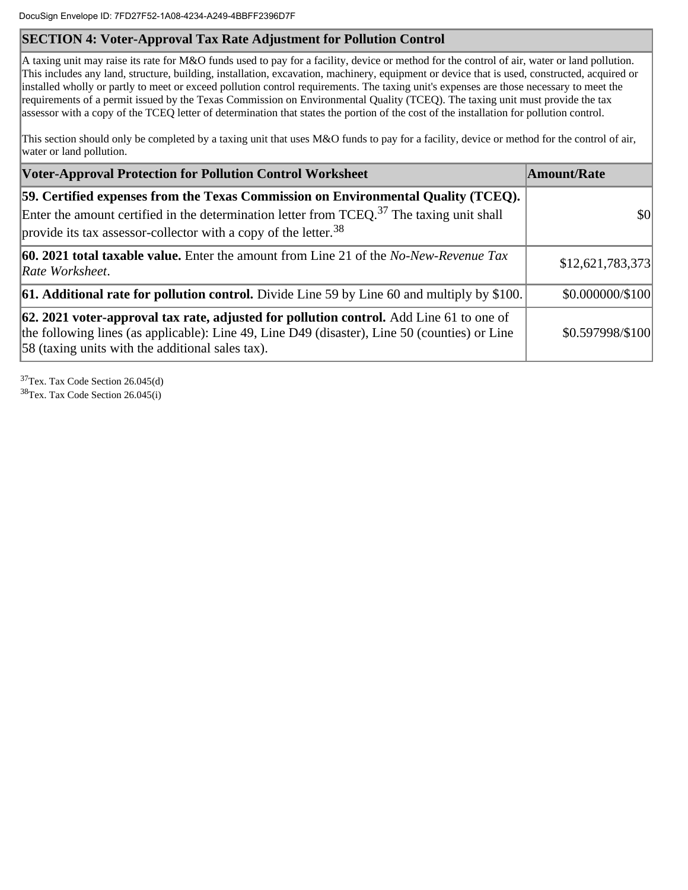## SECTION 4: Voter-Approval Tax Rate Adjustment for Pollution Control

A taxing unit may raise its rate for M&O funds used to pay for a facility, device or method for the control of air, water or land pollution. This includes any land, structure, building, installation, excavation, machinery, equipment or device that is used, constructed, acquired or installed wholly or partly to meet or exceed pollution control requirements. The taxing unit's expenses are those necessary to meet the requirements of a permit issued by the Texas Commission on Environmental Quality (TCEQ). The taxing unit must provide the tax assessor with a copy of the TCEQ letter of determination that states the portion of the cost of the installation for pollution control.

This section should only be completed by a taxing unit that uses M&O funds to pay for a facility, device or method for the control of air, water or land pollution.

| Voter-Approval Protection for Pollution Control Worksheet | Amount/Rate |
|---|---|
| **59. Certified expenses from the Texas Commission on Environmental Quality (TCEQ).** Enter the amount certified in the determination letter from TCEQ.[37] The taxing unit shall provide its tax assessor-collector with a copy of the letter.[38] | $0 |
| **60. 2021 total taxable value.** Enter the amount from Line 21 of the *No-New-Revenue Tax Rate Worksheet*. | $12,621,783,373 |
| **61. Additional rate for pollution control.** Divide Line 59 by Line 60 and multiply by $100. | $0.000000/$100 |
| **62. 2021 voter-approval tax rate, adjusted for pollution control.** Add Line 61 to one of the following lines (as applicable): Line 49, Line D49 (disaster), Line 50 (counties) or Line 58 (taxing units with the additional sales tax). | $0.597998/$100 |

[37] Tex. Tax Code Section 26.045(d)
[38] Tex. Tax Code Section 26.045(i)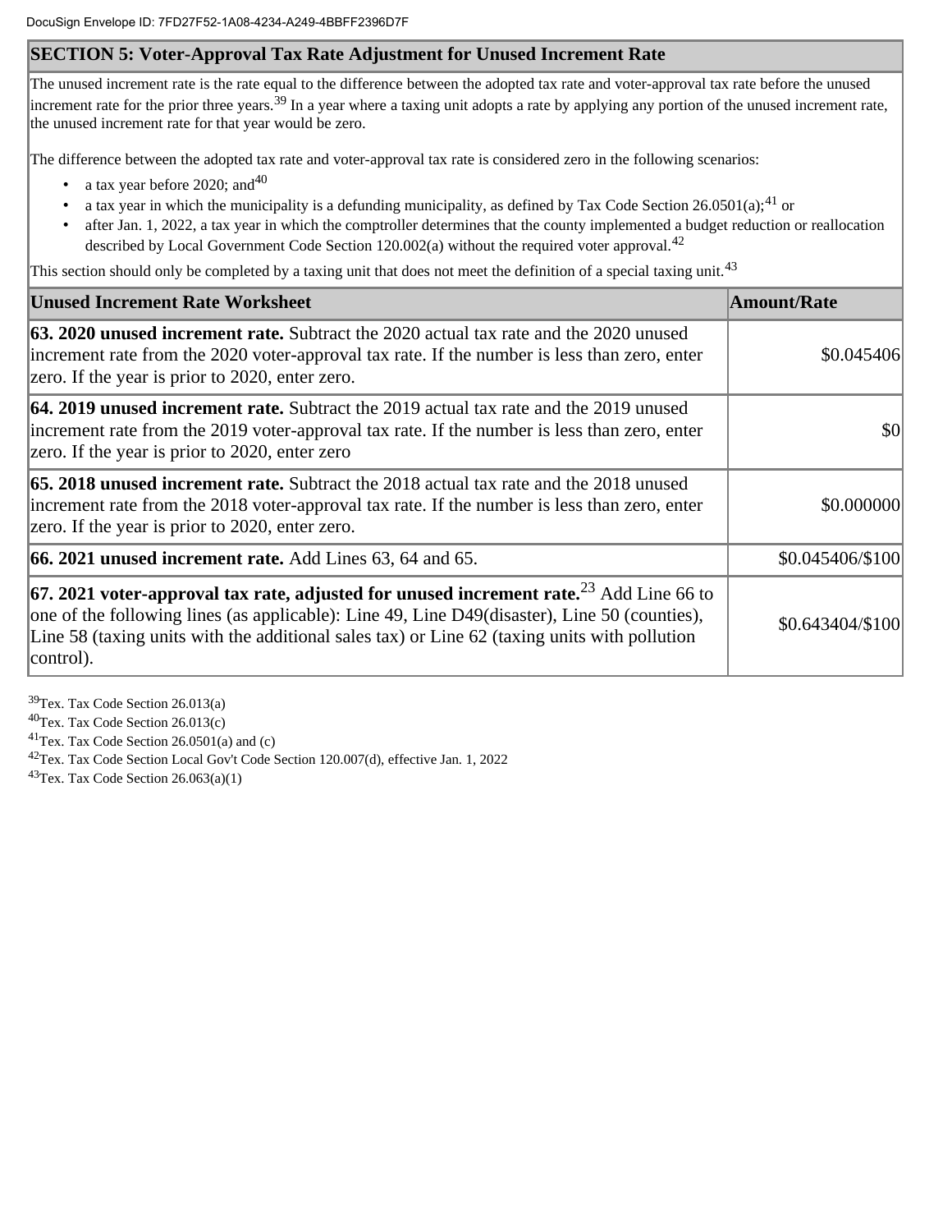## SECTION 5: Voter-Approval Tax Rate Adjustment for Unused Increment Rate

The unused increment rate is the rate equal to the difference between the adopted tax rate and voter-approval tax rate before the unused increment rate for the prior three years.[39] In a year where a taxing unit adopts a rate by applying any portion of the unused increment rate, the unused increment rate for that year would be zero.

The difference between the adopted tax rate and voter-approval tax rate is considered zero in the following scenarios:

- a tax year before 2020; and[40]
- a tax year in which the municipality is a defunding municipality, as defined by Tax Code Section 26.0501(a);[41] or
- after Jan. 1, 2022, a tax year in which the comptroller determines that the county implemented a budget reduction or reallocation described by Local Government Code Section 120.002(a) without the required voter approval.[42]

This section should only be completed by a taxing unit that does not meet the definition of a special taxing unit.[43]

| Unused Increment Rate Worksheet | Amount/Rate |
|---|---|
| **63. 2020 unused increment rate.** Subtract the 2020 actual tax rate and the 2020 unused increment rate from the 2020 voter-approval tax rate. If the number is less than zero, enter zero. If the year is prior to 2020, enter zero. | $0.045406 |
| **64. 2019 unused increment rate.** Subtract the 2019 actual tax rate and the 2019 unused increment rate from the 2019 voter-approval tax rate. If the number is less than zero, enter zero. If the year is prior to 2020, enter zero | $0 |
| **65. 2018 unused increment rate.** Subtract the 2018 actual tax rate and the 2018 unused increment rate from the 2018 voter-approval tax rate. If the number is less than zero, enter zero. If the year is prior to 2020, enter zero. | $0.000000 |
| **66. 2021 unused increment rate.** Add Lines 63, 64 and 65. | $0.045406/$100 |
| **67. 2021 voter-approval tax rate, adjusted for unused increment rate.**[23] Add Line 66 to one of the following lines (as applicable): Line 49, Line D49(disaster), Line 50 (counties), Line 58 (taxing units with the additional sales tax) or Line 62 (taxing units with pollution control). | $0.643404/$100 |

[39] Tex. Tax Code Section 26.013(a)
[40] Tex. Tax Code Section 26.013(c)
[41] Tex. Tax Code Section 26.0501(a) and (c)
[42] Tex. Tax Code Section Local Gov't Code Section 120.007(d), effective Jan. 1, 2022
[43] Tex. Tax Code Section 26.063(a)(1)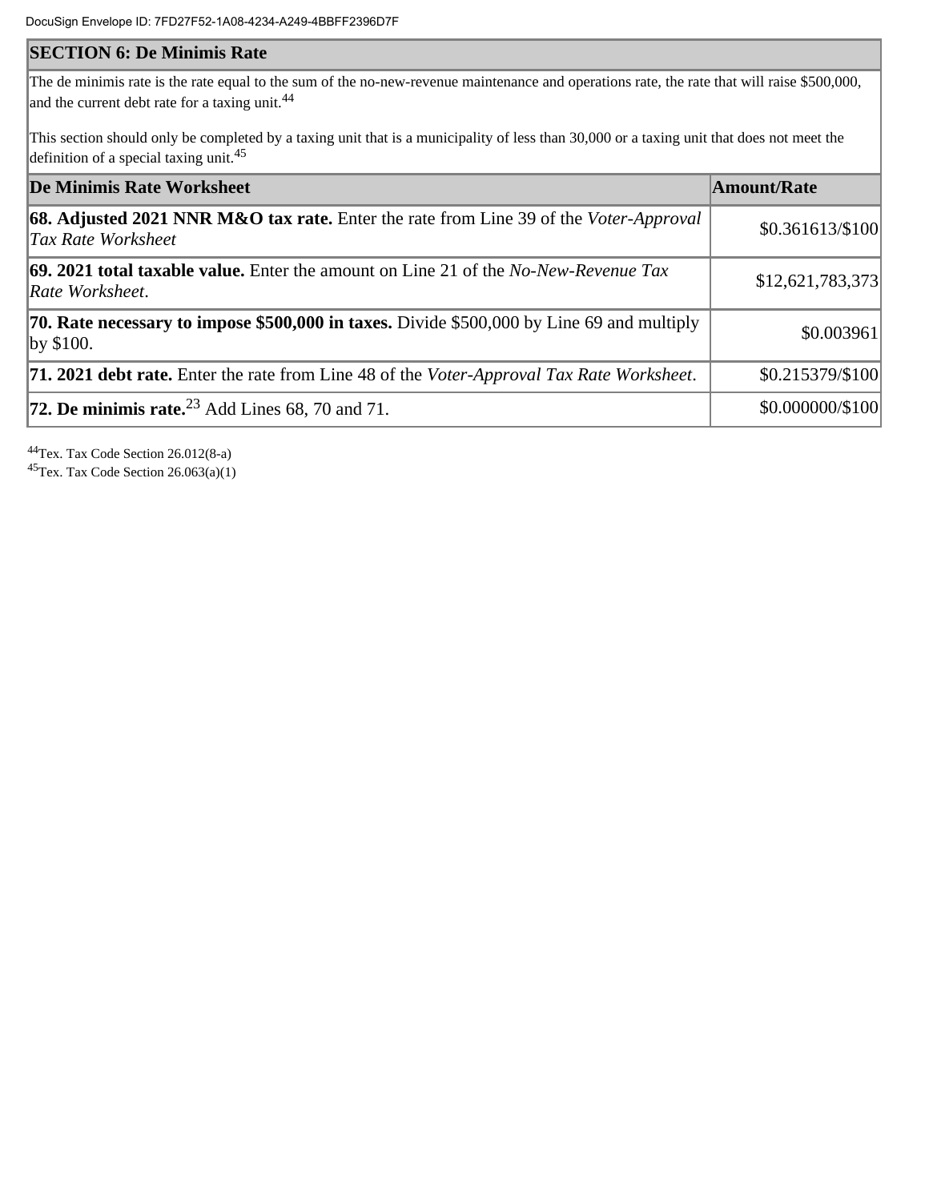## SECTION 6: De Minimis Rate

The de minimis rate is the rate equal to the sum of the no-new-revenue maintenance and operations rate, the rate that will raise $500,000, and the current debt rate for a taxing unit.[44]

This section should only be completed by a taxing unit that is a municipality of less than 30,000 or a taxing unit that does not meet the definition of a special taxing unit.[45]

| De Minimis Rate Worksheet | Amount/Rate |
|---|---|
| **68. Adjusted 2021 NNR M&O tax rate.** Enter the rate from Line 39 of the *Voter-Approval Tax Rate Worksheet* | $0.361613/$100 |
| **69. 2021 total taxable value.** Enter the amount on Line 21 of the *No-New-Revenue Tax Rate Worksheet*. | $12,621,783,373 |
| **70. Rate necessary to impose $500,000 in taxes.** Divide $500,000 by Line 69 and multiply by $100. | $0.003961 |
| **71. 2021 debt rate.** Enter the rate from Line 48 of the *Voter-Approval Tax Rate Worksheet*. | $0.215379/$100 |
| **72. De minimis rate.**[23] Add Lines 68, 70 and 71. | $0.000000/$100 |

[44]Tex. Tax Code Section 26.012(8-a)
[45]Tex. Tax Code Section 26.063(a)(1)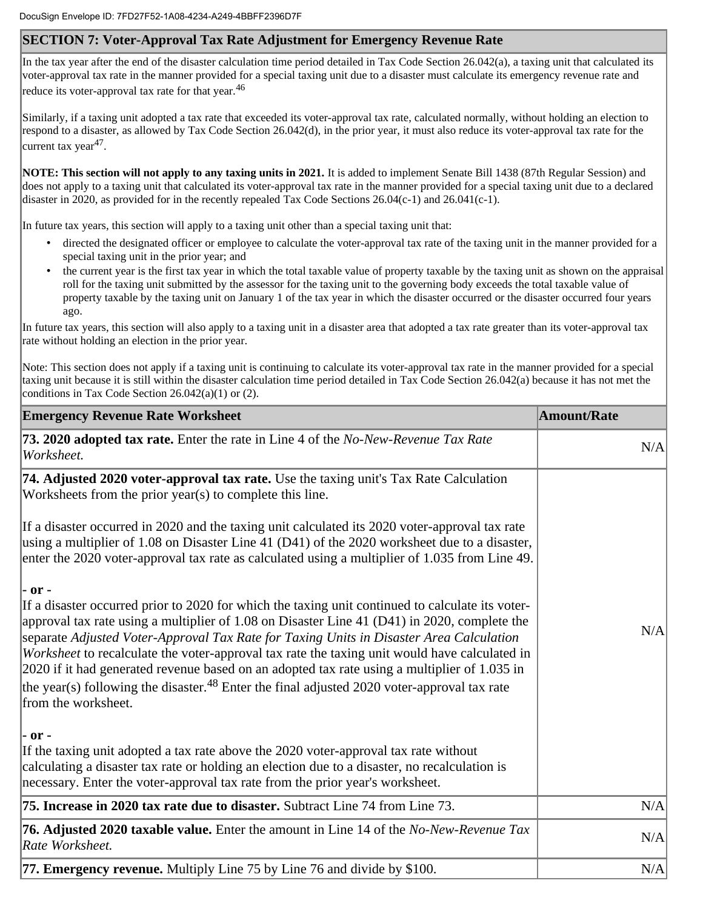## SECTION 7: Voter-Approval Tax Rate Adjustment for Emergency Revenue Rate

In the tax year after the end of the disaster calculation time period detailed in Tax Code Section 26.042(a), a taxing unit that calculated its voter-approval tax rate in the manner provided for a special taxing unit due to a disaster must calculate its emergency revenue rate and reduce its voter-approval tax rate for that year.[46]

Similarly, if a taxing unit adopted a tax rate that exceeded its voter-approval tax rate, calculated normally, without holding an election to respond to a disaster, as allowed by Tax Code Section 26.042(d), in the prior year, it must also reduce its voter-approval tax rate for the current tax year[47].

**NOTE: This section will not apply to any taxing units in 2021.** It is added to implement Senate Bill 1438 (87th Regular Session) and does not apply to a taxing unit that calculated its voter-approval tax rate in the manner provided for a special taxing unit due to a declared disaster in 2020, as provided for in the recently repealed Tax Code Sections 26.04(c-1) and 26.041(c-1).

In future tax years, this section will apply to a taxing unit other than a special taxing unit that:

- directed the designated officer or employee to calculate the voter-approval tax rate of the taxing unit in the manner provided for a special taxing unit in the prior year; and
- the current year is the first tax year in which the total taxable value of property taxable by the taxing unit as shown on the appraisal roll for the taxing unit submitted by the assessor for the taxing unit to the governing body exceeds the total taxable value of property taxable by the taxing unit on January 1 of the tax year in which the disaster occurred or the disaster occurred four years ago.

In future tax years, this section will also apply to a taxing unit in a disaster area that adopted a tax rate greater than its voter-approval tax rate without holding an election in the prior year.

Note: This section does not apply if a taxing unit is continuing to calculate its voter-approval tax rate in the manner provided for a special taxing unit because it is still within the disaster calculation time period detailed in Tax Code Section 26.042(a) because it has not met the conditions in Tax Code Section 26.042(a)(1) or (2).

| Emergency Revenue Rate Worksheet | Amount/Rate |
|---|---|
| **73. 2020 adopted tax rate.** Enter the rate in Line 4 of the *No-New-Revenue Tax Rate Worksheet.* | N/A |
| **74. Adjusted 2020 voter-approval tax rate.** Use the taxing unit's Tax Rate Calculation Worksheets from the prior year(s) to complete this line.<br><br>If a disaster occurred in 2020 and the taxing unit calculated its 2020 voter-approval tax rate using a multiplier of 1.08 on Disaster Line 41 (D41) of the 2020 worksheet due to a disaster, enter the 2020 voter-approval tax rate as calculated using a multiplier of 1.035 from Line 49.<br><br>**- or -**<br>If a disaster occurred prior to 2020 for which the taxing unit continued to calculate its voter-approval tax rate using a multiplier of 1.08 on Disaster Line 41 (D41) in 2020, complete the separate *Adjusted Voter-Approval Tax Rate for Taxing Units in Disaster Area Calculation Worksheet* to recalculate the voter-approval tax rate the taxing unit would have calculated in 2020 if it had generated revenue based on an adopted tax rate using a multiplier of 1.035 in the year(s) following the disaster.[48] Enter the final adjusted 2020 voter-approval tax rate from the worksheet.<br><br>**- or -**<br>If the taxing unit adopted a tax rate above the 2020 voter-approval tax rate without calculating a disaster tax rate or holding an election due to a disaster, no recalculation is necessary. Enter the voter-approval tax rate from the prior year's worksheet. | N/A |
| **75. Increase in 2020 tax rate due to disaster.** Subtract Line 74 from Line 73. | N/A |
| **76. Adjusted 2020 taxable value.** Enter the amount in Line 14 of the *No-New-Revenue Tax Rate Worksheet.* | N/A |
| **77. Emergency revenue.** Multiply Line 75 by Line 76 and divide by $100. | N/A |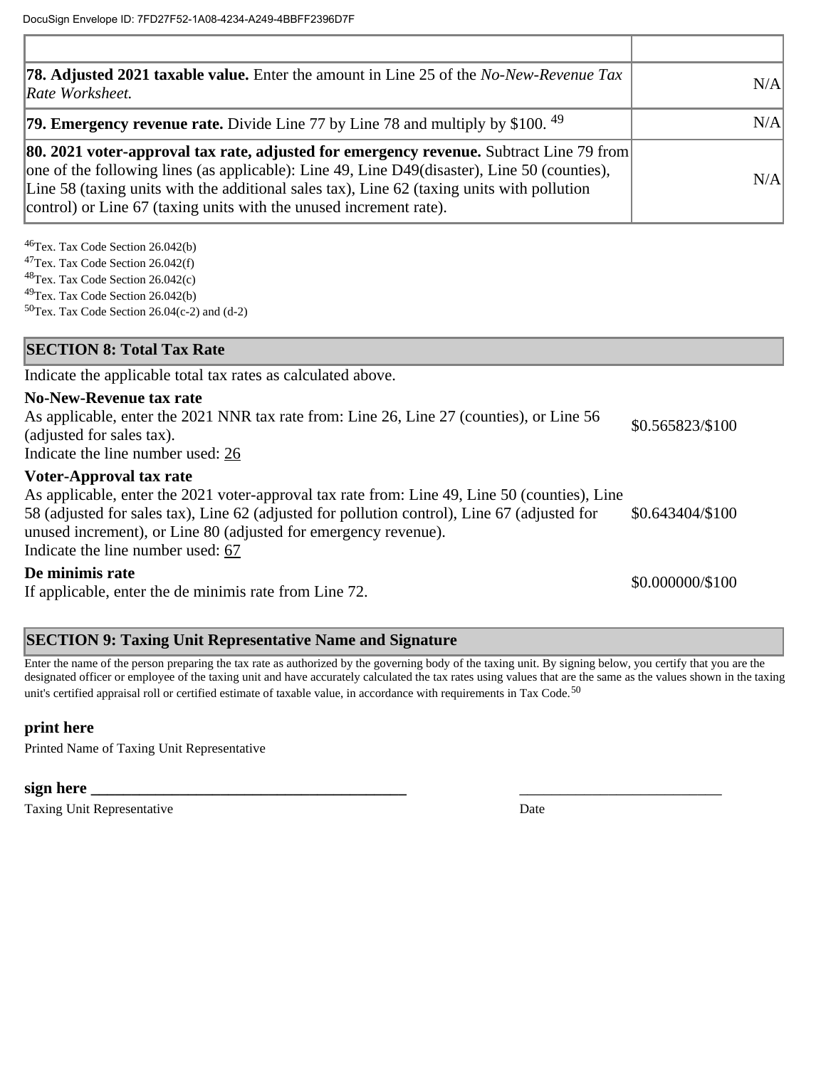| | |
|---|---|
| **78. Adjusted 2021 taxable value.** Enter the amount in Line 25 of the *No-New-Revenue Tax Rate Worksheet.* | N/A |
| **79. Emergency revenue rate.** Divide Line 77 by Line 78 and multiply by \$100. [49] | N/A |
| **80. 2021 voter-approval tax rate, adjusted for emergency revenue.** Subtract Line 79 from one of the following lines (as applicable): Line 49, Line D49(disaster), Line 50 (counties), Line 58 (taxing units with the additional sales tax), Line 62 (taxing units with pollution control) or Line 67 (taxing units with the unused increment rate). | N/A |

[46]Tex. Tax Code Section 26.042(b)
[47]Tex. Tax Code Section 26.042(f)
[48]Tex. Tax Code Section 26.042(c)
[49]Tex. Tax Code Section 26.042(b)
[50]Tex. Tax Code Section 26.04(c-2) and (d-2)

## SECTION 8: Total Tax Rate

Indicate the applicable total tax rates as calculated above.

| | |
|---|---|
| **No-New-Revenue tax rate**<br>As applicable, enter the 2021 NNR tax rate from: Line 26, Line 27 (counties), or Line 56 (adjusted for sales tax).<br>Indicate the line number used: 26 | \$0.565823/\$100 |
| **Voter-Approval tax rate**<br>As applicable, enter the 2021 voter-approval tax rate from: Line 49, Line 50 (counties), Line 58 (adjusted for sales tax), Line 62 (adjusted for pollution control), Line 67 (adjusted for unused increment), or Line 80 (adjusted for emergency revenue).<br>Indicate the line number used: 67 | \$0.643404/\$100 |
| **De minimis rate**<br>If applicable, enter the de minimis rate from Line 72. | \$0.000000/\$100 |

## SECTION 9: Taxing Unit Representative Name and Signature

Enter the name of the person preparing the tax rate as authorized by the governing body of the taxing unit. By signing below, you certify that you are the designated officer or employee of the taxing unit and have accurately calculated the tax rates using values that are the same as the values shown in the taxing unit's certified appraisal roll or certified estimate of taxable value, in accordance with requirements in Tax Code.[50]

**print here**

Printed Name of Taxing Unit Representative

**sign here** ________________________________________ ___________________________

Taxing Unit Representative Date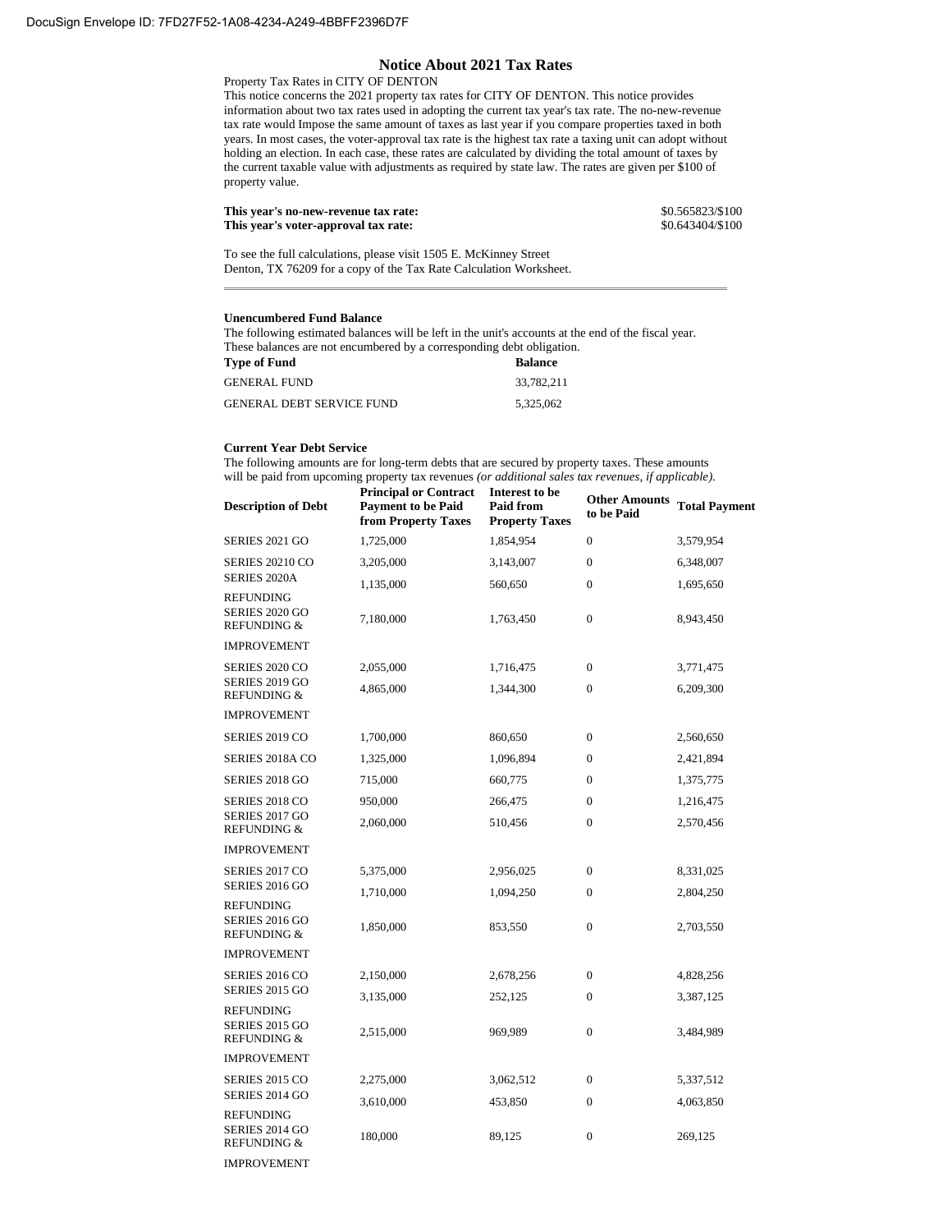DocuSign Envelope ID: 7FD27F52-1A08-4234-A249-4BBFF2396D7F

# Notice About 2021 Tax Rates

Property Tax Rates in CITY OF DENTON

This notice concerns the 2021 property tax rates for CITY OF DENTON. This notice provides information about two tax rates used in adopting the current tax year's tax rate. The no-new-revenue tax rate would Impose the same amount of taxes as last year if you compare properties taxed in both years. In most cases, the voter-approval tax rate is the highest tax rate a taxing unit can adopt without holding an election. In each case, these rates are calculated by dividing the total amount of taxes by the current taxable value with adjustments as required by state law. The rates are given per $100 of property value.

| | |
|---|---|
| **This year's no-new-revenue tax rate:** | $0.565823/$100 |
| **This year's voter-approval tax rate:** | $0.643404/$100 |

To see the full calculations, please visit 1505 E. McKinney Street Denton, TX 76209 for a copy of the Tax Rate Calculation Worksheet.

---

**Unencumbered Fund Balance**

The following estimated balances will be left in the unit's accounts at the end of the fiscal year. These balances are not encumbered by a corresponding debt obligation.

| Type of Fund | Balance |
|---|---|
| GENERAL FUND | 33,782,211 |
| GENERAL DEBT SERVICE FUND | 5,325,062 |

**Current Year Debt Service**

The following amounts are for long-term debts that are secured by property taxes. These amounts will be paid from upcoming property tax revenues *(or additional sales tax revenues, if applicable).*

| Description of Debt | Principal or Contract Payment to be Paid from Property Taxes | Interest to be Paid from Property Taxes | Other Amounts to be Paid | Total Payment |
|---|---|---|---|---|
| SERIES 2021 GO | 1,725,000 | 1,854,954 | 0 | 3,579,954 |
| SERIES 20210 CO | 3,205,000 | 3,143,007 | 0 | 6,348,007 |
| SERIES 2020A REFUNDING | 1,135,000 | 560,650 | 0 | 1,695,650 |
| SERIES 2020 GO REFUNDING & IMPROVEMENT | 7,180,000 | 1,763,450 | 0 | 8,943,450 |
| SERIES 2020 CO | 2,055,000 | 1,716,475 | 0 | 3,771,475 |
| SERIES 2019 GO REFUNDING & IMPROVEMENT | 4,865,000 | 1,344,300 | 0 | 6,209,300 |
| SERIES 2019 CO | 1,700,000 | 860,650 | 0 | 2,560,650 |
| SERIES 2018A CO | 1,325,000 | 1,096,894 | 0 | 2,421,894 |
| SERIES 2018 GO | 715,000 | 660,775 | 0 | 1,375,775 |
| SERIES 2018 CO | 950,000 | 266,475 | 0 | 1,216,475 |
| SERIES 2017 GO REFUNDING & IMPROVEMENT | 2,060,000 | 510,456 | 0 | 2,570,456 |
| SERIES 2017 CO | 5,375,000 | 2,956,025 | 0 | 8,331,025 |
| SERIES 2016 GO REFUNDING | 1,710,000 | 1,094,250 | 0 | 2,804,250 |
| SERIES 2016 GO REFUNDING & IMPROVEMENT | 1,850,000 | 853,550 | 0 | 2,703,550 |
| SERIES 2016 CO | 2,150,000 | 2,678,256 | 0 | 4,828,256 |
| SERIES 2015 GO REFUNDING | 3,135,000 | 252,125 | 0 | 3,387,125 |
| SERIES 2015 GO REFUNDING & IMPROVEMENT | 2,515,000 | 969,989 | 0 | 3,484,989 |
| SERIES 2015 CO | 2,275,000 | 3,062,512 | 0 | 5,337,512 |
| SERIES 2014 GO REFUNDING | 3,610,000 | 453,850 | 0 | 4,063,850 |
| SERIES 2014 GO REFUNDING & IMPROVEMENT | 180,000 | 89,125 | 0 | 269,125 |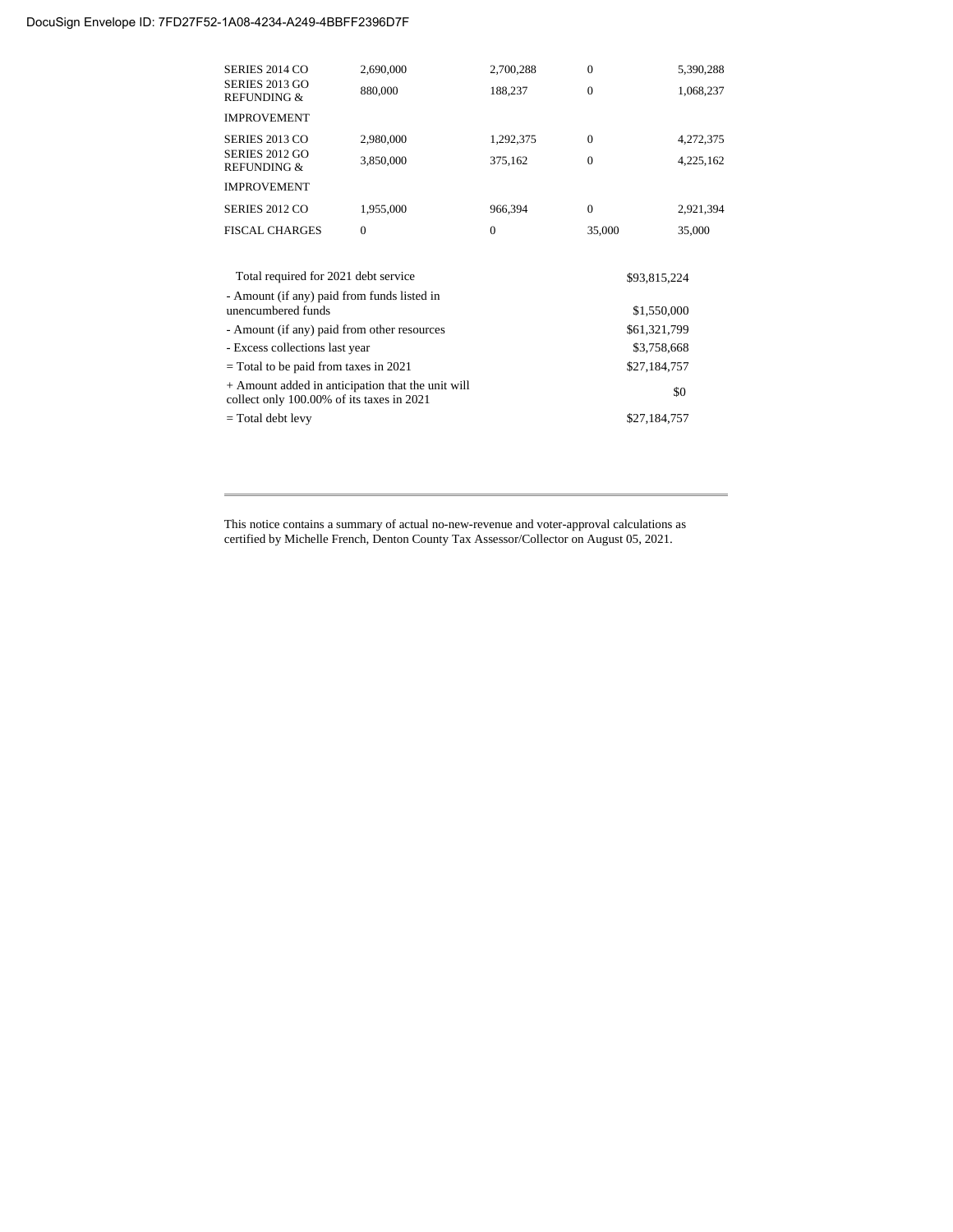| | | | | |
|---|---|---|---|---|
| SERIES 2014 CO | 2,690,000 | 2,700,288 | 0 | 5,390,288 |
| SERIES 2013 GO REFUNDING & IMPROVEMENT | 880,000 | 188,237 | 0 | 1,068,237 |
| SERIES 2013 CO | 2,980,000 | 1,292,375 | 0 | 4,272,375 |
| SERIES 2012 GO REFUNDING & IMPROVEMENT | 3,850,000 | 375,162 | 0 | 4,225,162 |
| SERIES 2012 CO | 1,955,000 | 966,394 | 0 | 2,921,394 |
| FISCAL CHARGES | 0 | 0 | 35,000 | 35,000 |

| | |
|---|---|
| Total required for 2021 debt service | $93,815,224 |
| - Amount (if any) paid from funds listed in unencumbered funds | $1,550,000 |
| - Amount (if any) paid from other resources | $61,321,799 |
| - Excess collections last year | $3,758,668 |
| = Total to be paid from taxes in 2021 | $27,184,757 |
| + Amount added in anticipation that the unit will collect only 100.00% of its taxes in 2021 | $0 |
| = Total debt levy | $27,184,757 |

---

This notice contains a summary of actual no-new-revenue and voter-approval calculations as certified by Michelle French, Denton County Tax Assessor/Collector on August 05, 2021.